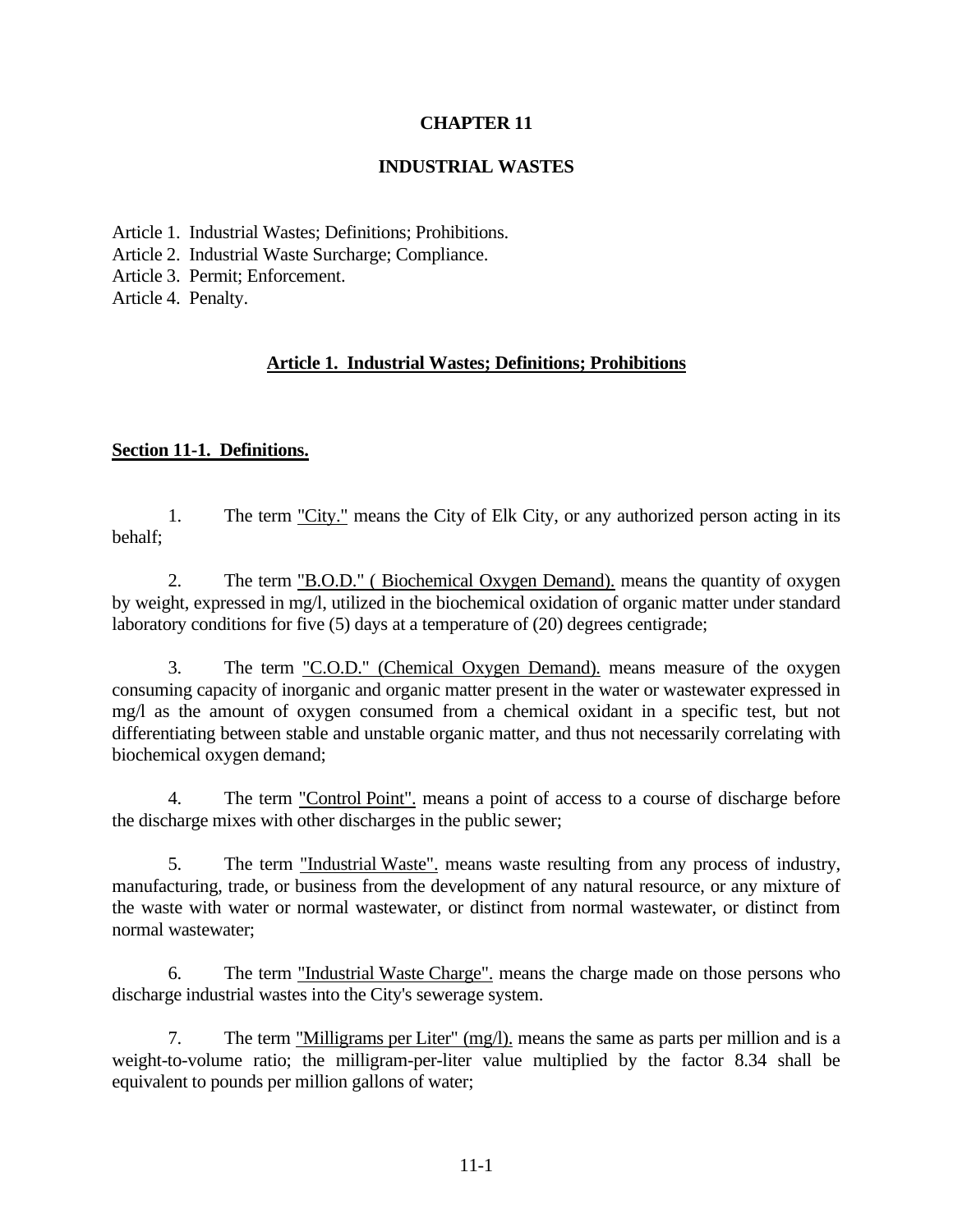# CHAPTER 11

## INDUSTRIAL WASTES

Article 1. Industrial Wastes; Definitions; Prohibitions.
Article 2. Industrial Waste Surcharge; Compliance.
Article 3. Permit; Enforcement.
Article 4. Penalty.

### Article 1. Industrial Wastes; Definitions; Prohibitions

#### Section 11-1. Definitions.

1. The term "City." means the City of Elk City, or any authorized person acting in its behalf;

2. The term "B.O.D." ( Biochemical Oxygen Demand). means the quantity of oxygen by weight, expressed in mg/l, utilized in the biochemical oxidation of organic matter under standard laboratory conditions for five (5) days at a temperature of (20) degrees centigrade;

3. The term "C.O.D." (Chemical Oxygen Demand). means measure of the oxygen consuming capacity of inorganic and organic matter present in the water or wastewater expressed in mg/l as the amount of oxygen consumed from a chemical oxidant in a specific test, but not differentiating between stable and unstable organic matter, and thus not necessarily correlating with biochemical oxygen demand;

4. The term "Control Point". means a point of access to a course of discharge before the discharge mixes with other discharges in the public sewer;

5. The term "Industrial Waste". means waste resulting from any process of industry, manufacturing, trade, or business from the development of any natural resource, or any mixture of the waste with water or normal wastewater, or distinct from normal wastewater, or distinct from normal wastewater;

6. The term "Industrial Waste Charge". means the charge made on those persons who discharge industrial wastes into the City's sewerage system.

7. The term "Milligrams per Liter" (mg/l). means the same as parts per million and is a weight-to-volume ratio; the milligram-per-liter value multiplied by the factor 8.34 shall be equivalent to pounds per million gallons of water;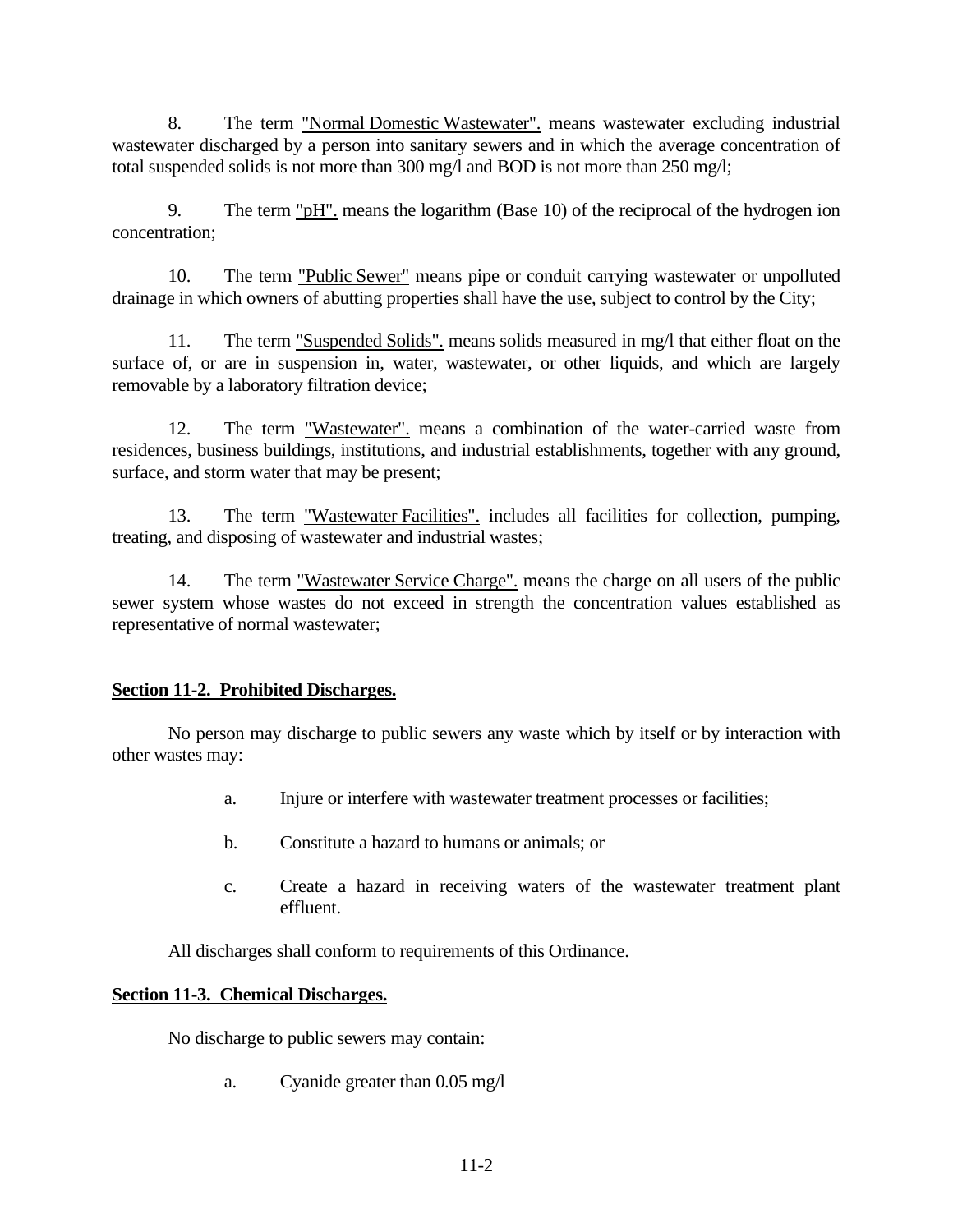8. The term "Normal Domestic Wastewater". means wastewater excluding industrial wastewater discharged by a person into sanitary sewers and in which the average concentration of total suspended solids is not more than 300 mg/l and BOD is not more than 250 mg/l;

9. The term "pH". means the logarithm (Base 10) of the reciprocal of the hydrogen ion concentration;

10. The term "Public Sewer" means pipe or conduit carrying wastewater or unpolluted drainage in which owners of abutting properties shall have the use, subject to control by the City;

11. The term "Suspended Solids". means solids measured in mg/l that either float on the surface of, or are in suspension in, water, wastewater, or other liquids, and which are largely removable by a laboratory filtration device;

12. The term "Wastewater". means a combination of the water-carried waste from residences, business buildings, institutions, and industrial establishments, together with any ground, surface, and storm water that may be present;

13. The term "Wastewater Facilities". includes all facilities for collection, pumping, treating, and disposing of wastewater and industrial wastes;

14. The term "Wastewater Service Charge". means the charge on all users of the public sewer system whose wastes do not exceed in strength the concentration values established as representative of normal wastewater;

**Section 11-2. Prohibited Discharges.**

No person may discharge to public sewers any waste which by itself or by interaction with other wastes may:

a. Injure or interfere with wastewater treatment processes or facilities;

b. Constitute a hazard to humans or animals; or

c. Create a hazard in receiving waters of the wastewater treatment plant effluent.

All discharges shall conform to requirements of this Ordinance.

**Section 11-3. Chemical Discharges.**

No discharge to public sewers may contain:

a. Cyanide greater than 0.05 mg/l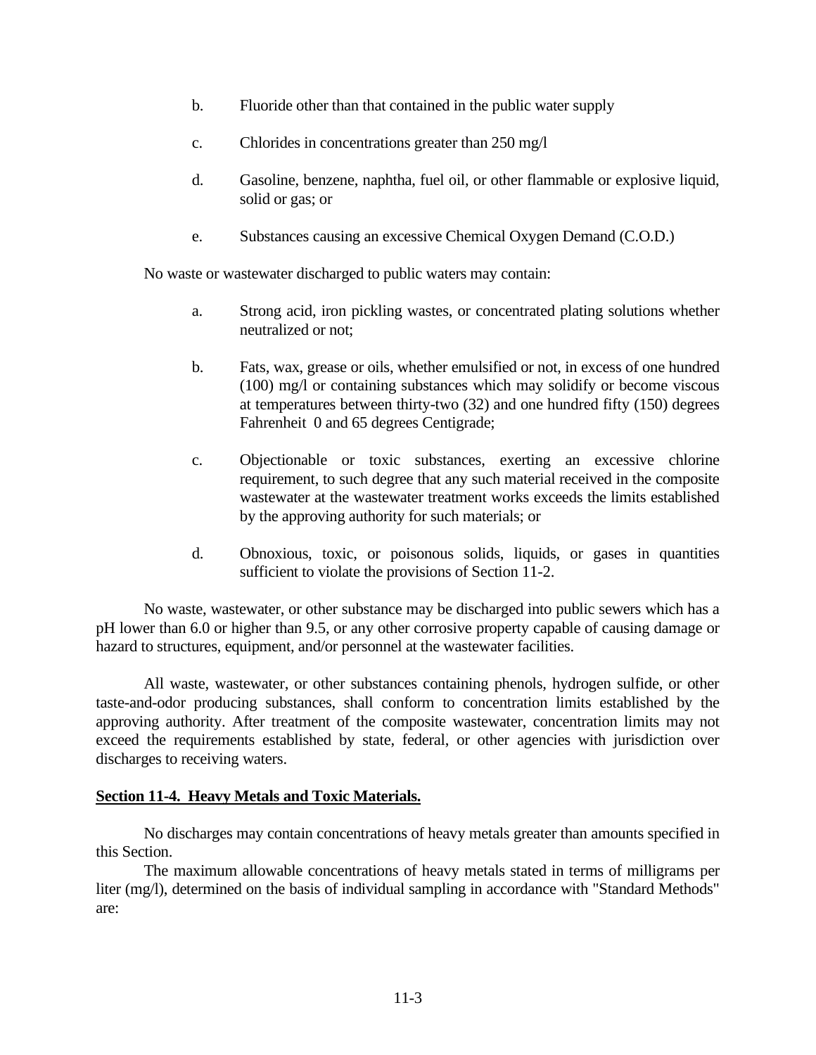b. Fluoride other than that contained in the public water supply

c. Chlorides in concentrations greater than 250 mg/l

d. Gasoline, benzene, naphtha, fuel oil, or other flammable or explosive liquid, solid or gas; or

e. Substances causing an excessive Chemical Oxygen Demand (C.O.D.)

No waste or wastewater discharged to public waters may contain:

a. Strong acid, iron pickling wastes, or concentrated plating solutions whether neutralized or not;

b. Fats, wax, grease or oils, whether emulsified or not, in excess of one hundred (100) mg/l or containing substances which may solidify or become viscous at temperatures between thirty-two (32) and one hundred fifty (150) degrees Fahrenheit 0 and 65 degrees Centigrade;

c. Objectionable or toxic substances, exerting an excessive chlorine requirement, to such degree that any such material received in the composite wastewater at the wastewater treatment works exceeds the limits established by the approving authority for such materials; or

d. Obnoxious, toxic, or poisonous solids, liquids, or gases in quantities sufficient to violate the provisions of Section 11-2.

No waste, wastewater, or other substance may be discharged into public sewers which has a pH lower than 6.0 or higher than 9.5, or any other corrosive property capable of causing damage or hazard to structures, equipment, and/or personnel at the wastewater facilities.

All waste, wastewater, or other substances containing phenols, hydrogen sulfide, or other taste-and-odor producing substances, shall conform to concentration limits established by the approving authority. After treatment of the composite wastewater, concentration limits may not exceed the requirements established by state, federal, or other agencies with jurisdiction over discharges to receiving waters.

**Section 11-4. Heavy Metals and Toxic Materials.**

No discharges may contain concentrations of heavy metals greater than amounts specified in this Section.

The maximum allowable concentrations of heavy metals stated in terms of milligrams per liter (mg/l), determined on the basis of individual sampling in accordance with "Standard Methods" are: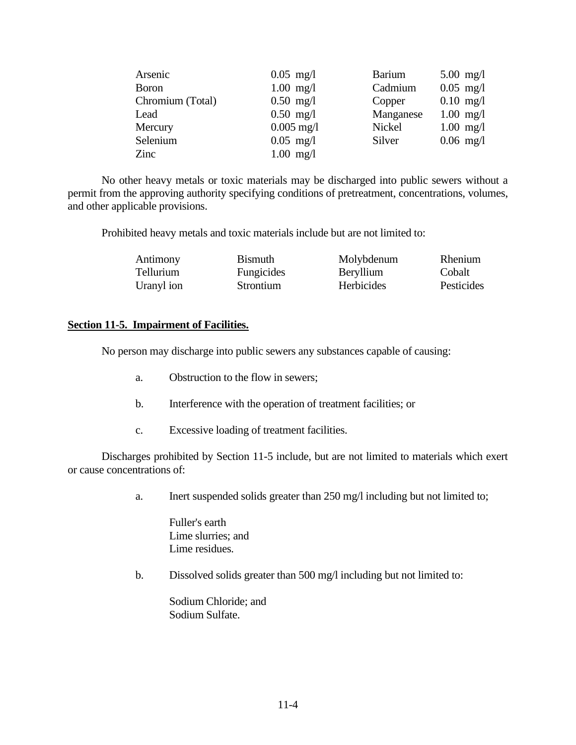| | | | |
|---|---|---|---|
| Arsenic | 0.05 mg/l | Barium | 5.00 mg/l |
| Boron | 1.00 mg/l | Cadmium | 0.05 mg/l |
| Chromium (Total) | 0.50 mg/l | Copper | 0.10 mg/l |
| Lead | 0.50 mg/l | Manganese | 1.00 mg/l |
| Mercury | 0.005 mg/l | Nickel | 1.00 mg/l |
| Selenium | 0.05 mg/l | Silver | 0.06 mg/l |
| Zinc | 1.00 mg/l | | |

No other heavy metals or toxic materials may be discharged into public sewers without a permit from the approving authority specifying conditions of pretreatment, concentrations, volumes, and other applicable provisions.

Prohibited heavy metals and toxic materials include but are not limited to:

| | | | |
|---|---|---|---|
| Antimony | Bismuth | Molybdenum | Rhenium |
| Tellurium | Fungicides | Beryllium | Cobalt |
| Uranyl ion | Strontium | Herbicides | Pesticides |

**Section 11-5. Impairment of Facilities.**

No person may discharge into public sewers any substances capable of causing:

a. Obstruction to the flow in sewers;

b. Interference with the operation of treatment facilities; or

c. Excessive loading of treatment facilities.

Discharges prohibited by Section 11-5 include, but are not limited to materials which exert or cause concentrations of:

a. Inert suspended solids greater than 250 mg/l including but not limited to;

   Fuller's earth
   Lime slurries; and
   Lime residues.

b. Dissolved solids greater than 500 mg/l including but not limited to:

   Sodium Chloride; and
   Sodium Sulfate.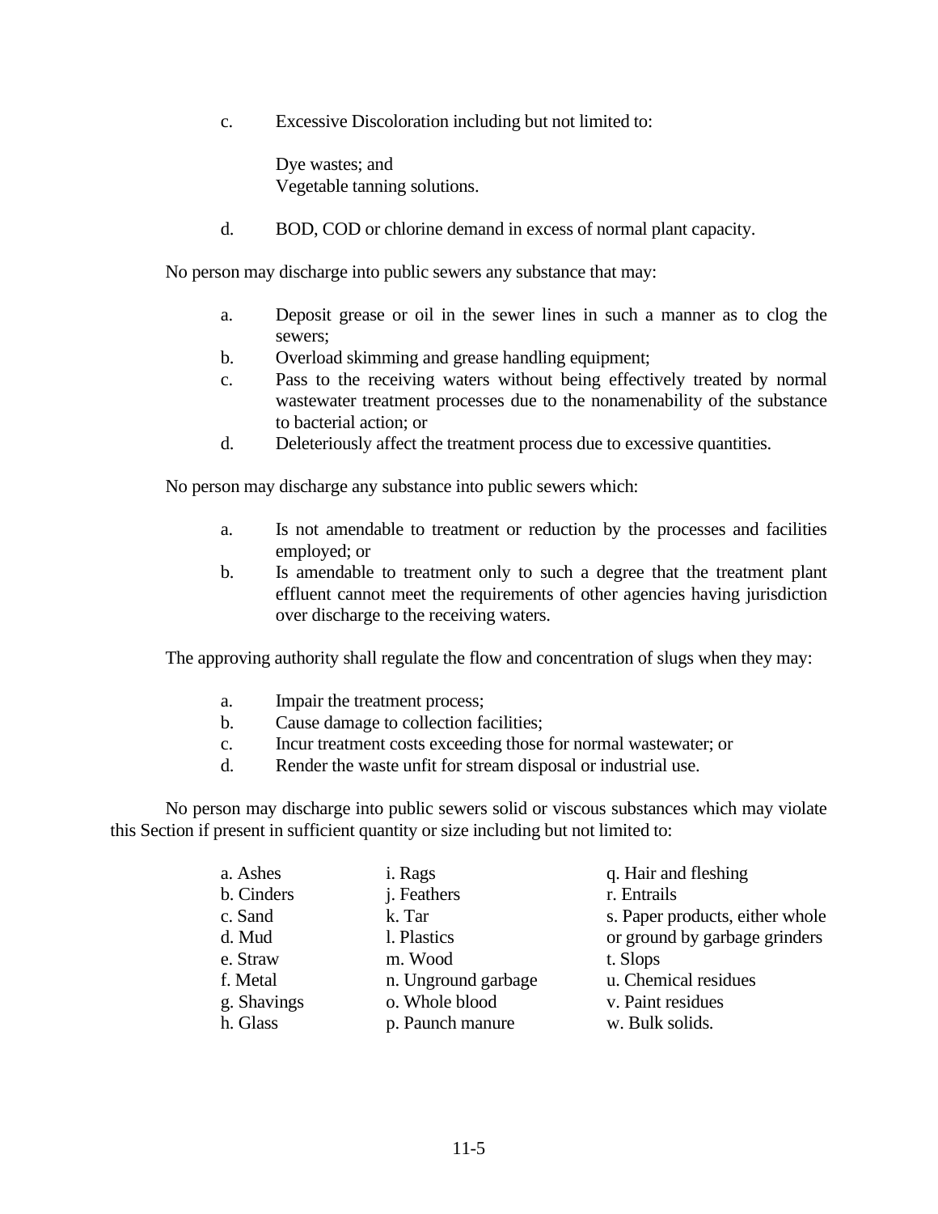c. Excessive Discoloration including but not limited to:

   Dye wastes; and
   Vegetable tanning solutions.

d. BOD, COD or chlorine demand in excess of normal plant capacity.

No person may discharge into public sewers any substance that may:

a. Deposit grease or oil in the sewer lines in such a manner as to clog the sewers;
b. Overload skimming and grease handling equipment;
c. Pass to the receiving waters without being effectively treated by normal wastewater treatment processes due to the nonamenability of the substance to bacterial action; or
d. Deleteriously affect the treatment process due to excessive quantities.

No person may discharge any substance into public sewers which:

a. Is not amendable to treatment or reduction by the processes and facilities employed; or
b. Is amendable to treatment only to such a degree that the treatment plant effluent cannot meet the requirements of other agencies having jurisdiction over discharge to the receiving waters.

The approving authority shall regulate the flow and concentration of slugs when they may:

a. Impair the treatment process;
b. Cause damage to collection facilities;
c. Incur treatment costs exceeding those for normal wastewater; or
d. Render the waste unfit for stream disposal or industrial use.

No person may discharge into public sewers solid or viscous substances which may violate this Section if present in sufficient quantity or size including but not limited to:

a. Ashes
b. Cinders
c. Sand
d. Mud
e. Straw
f. Metal
g. Shavings
h. Glass
i. Rags
j. Feathers
k. Tar
l. Plastics
m. Wood
n. Unground garbage
o. Whole blood
p. Paunch manure
q. Hair and fleshing
r. Entrails
s. Paper products, either whole or ground by garbage grinders
t. Slops
u. Chemical residues
v. Paint residues
w. Bulk solids.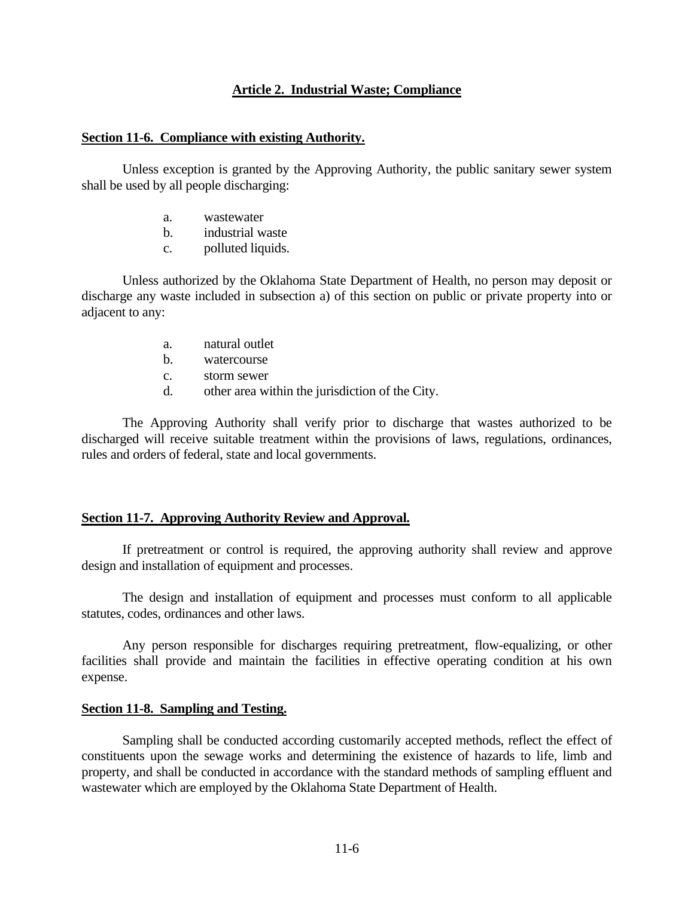## Article 2. Industrial Waste; Compliance

### Section 11-6. Compliance with existing Authority.

Unless exception is granted by the Approving Authority, the public sanitary sewer system shall be used by all people discharging:

a. wastewater
b. industrial waste
c. polluted liquids.

Unless authorized by the Oklahoma State Department of Health, no person may deposit or discharge any waste included in subsection a) of this section on public or private property into or adjacent to any:

a. natural outlet
b. watercourse
c. storm sewer
d. other area within the jurisdiction of the City.

The Approving Authority shall verify prior to discharge that wastes authorized to be discharged will receive suitable treatment within the provisions of laws, regulations, ordinances, rules and orders of federal, state and local governments.

### Section 11-7. Approving Authority Review and Approval.

If pretreatment or control is required, the approving authority shall review and approve design and installation of equipment and processes.

The design and installation of equipment and processes must conform to all applicable statutes, codes, ordinances and other laws.

Any person responsible for discharges requiring pretreatment, flow-equalizing, or other facilities shall provide and maintain the facilities in effective operating condition at his own expense.

### Section 11-8. Sampling and Testing.

Sampling shall be conducted according customarily accepted methods, reflect the effect of constituents upon the sewage works and determining the existence of hazards to life, limb and property, and shall be conducted in accordance with the standard methods of sampling effluent and wastewater which are employed by the Oklahoma State Department of Health.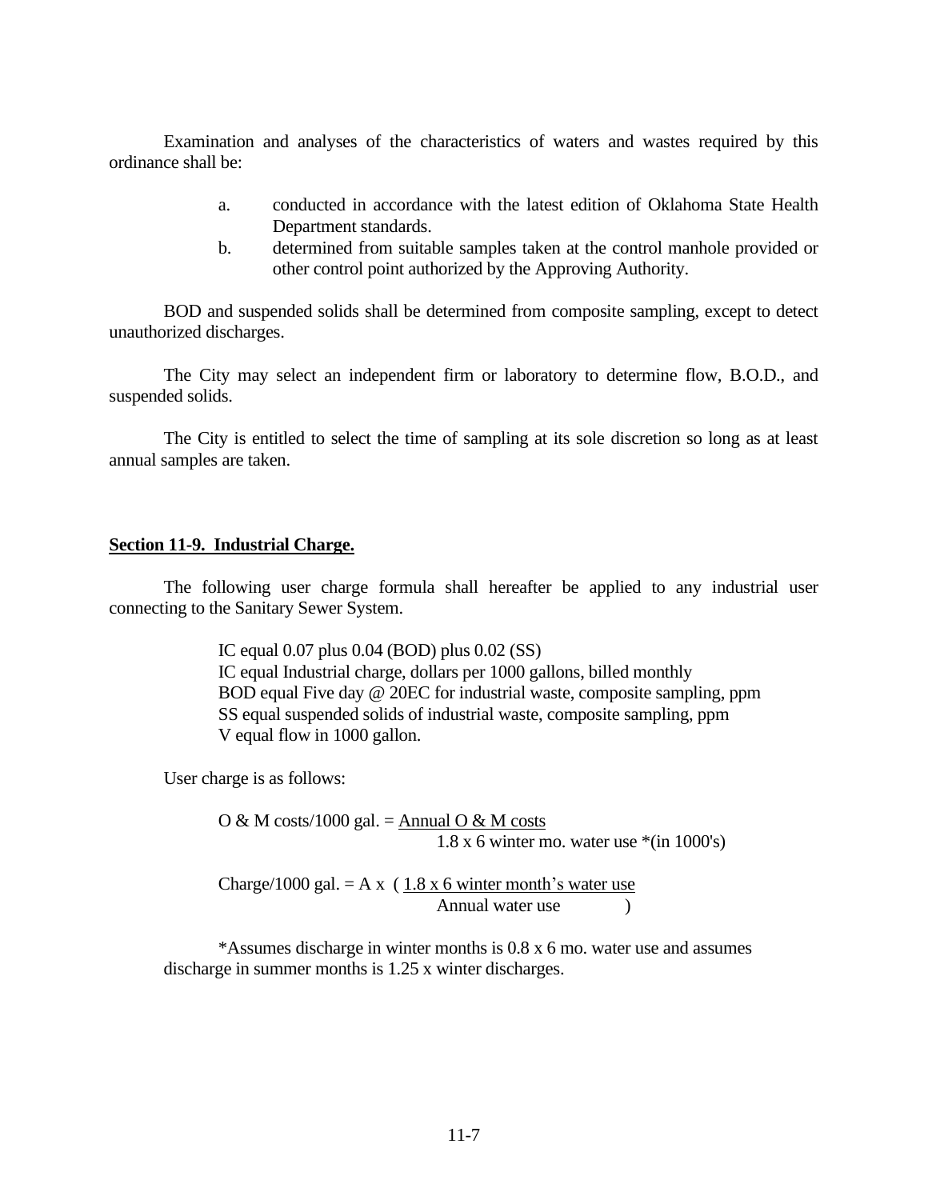Examination and analyses of the characteristics of waters and wastes required by this ordinance shall be:

a. conducted in accordance with the latest edition of Oklahoma State Health Department standards.
b. determined from suitable samples taken at the control manhole provided or other control point authorized by the Approving Authority.

BOD and suspended solids shall be determined from composite sampling, except to detect unauthorized discharges.

The City may select an independent firm or laboratory to determine flow, B.O.D., and suspended solids.

The City is entitled to select the time of sampling at its sole discretion so long as at least annual samples are taken.

**Section 11-9. Industrial Charge.**

The following user charge formula shall hereafter be applied to any industrial user connecting to the Sanitary Sewer System.

IC equal 0.07 plus 0.04 (BOD) plus 0.02 (SS)
IC equal Industrial charge, dollars per 1000 gallons, billed monthly
BOD equal Five day @ 20EC for industrial waste, composite sampling, ppm
SS equal suspended solids of industrial waste, composite sampling, ppm
V equal flow in 1000 gallon.

User charge is as follows:

$$\text{O \& M costs/1000 gal.} = \frac{\text{Annual O \& M costs}}{1.8 \times 6 \text{ winter mo. water use *(in 1000's)}}$$

$$\text{Charge/1000 gal.} = A \times \left( \frac{1.8 \times 6 \text{ winter month's water use}}{\text{Annual water use}} \right)$$

*Assumes discharge in winter months is 0.8 x 6 mo. water use and assumes discharge in summer months is 1.25 x winter discharges.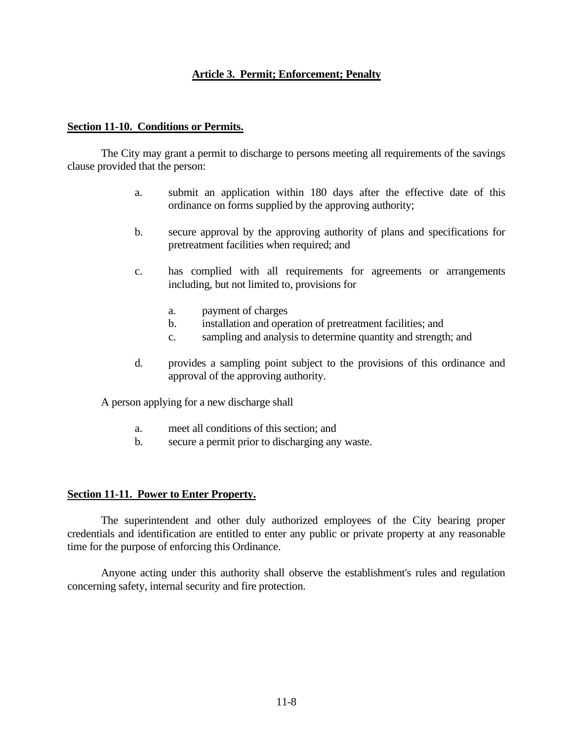## **Article 3. Permit; Enforcement; Penalty**

### **Section 11-10. Conditions or Permits.**

The City may grant a permit to discharge to persons meeting all requirements of the savings clause provided that the person:

a. submit an application within 180 days after the effective date of this ordinance on forms supplied by the approving authority;

b. secure approval by the approving authority of plans and specifications for pretreatment facilities when required; and

c. has complied with all requirements for agreements or arrangements including, but not limited to, provisions for

   a. payment of charges
   b. installation and operation of pretreatment facilities; and
   c. sampling and analysis to determine quantity and strength; and

d. provides a sampling point subject to the provisions of this ordinance and approval of the approving authority.

A person applying for a new discharge shall

a. meet all conditions of this section; and
b. secure a permit prior to discharging any waste.

### **Section 11-11. Power to Enter Property.**

The superintendent and other duly authorized employees of the City bearing proper credentials and identification are entitled to enter any public or private property at any reasonable time for the purpose of enforcing this Ordinance.

Anyone acting under this authority shall observe the establishment's rules and regulation concerning safety, internal security and fire protection.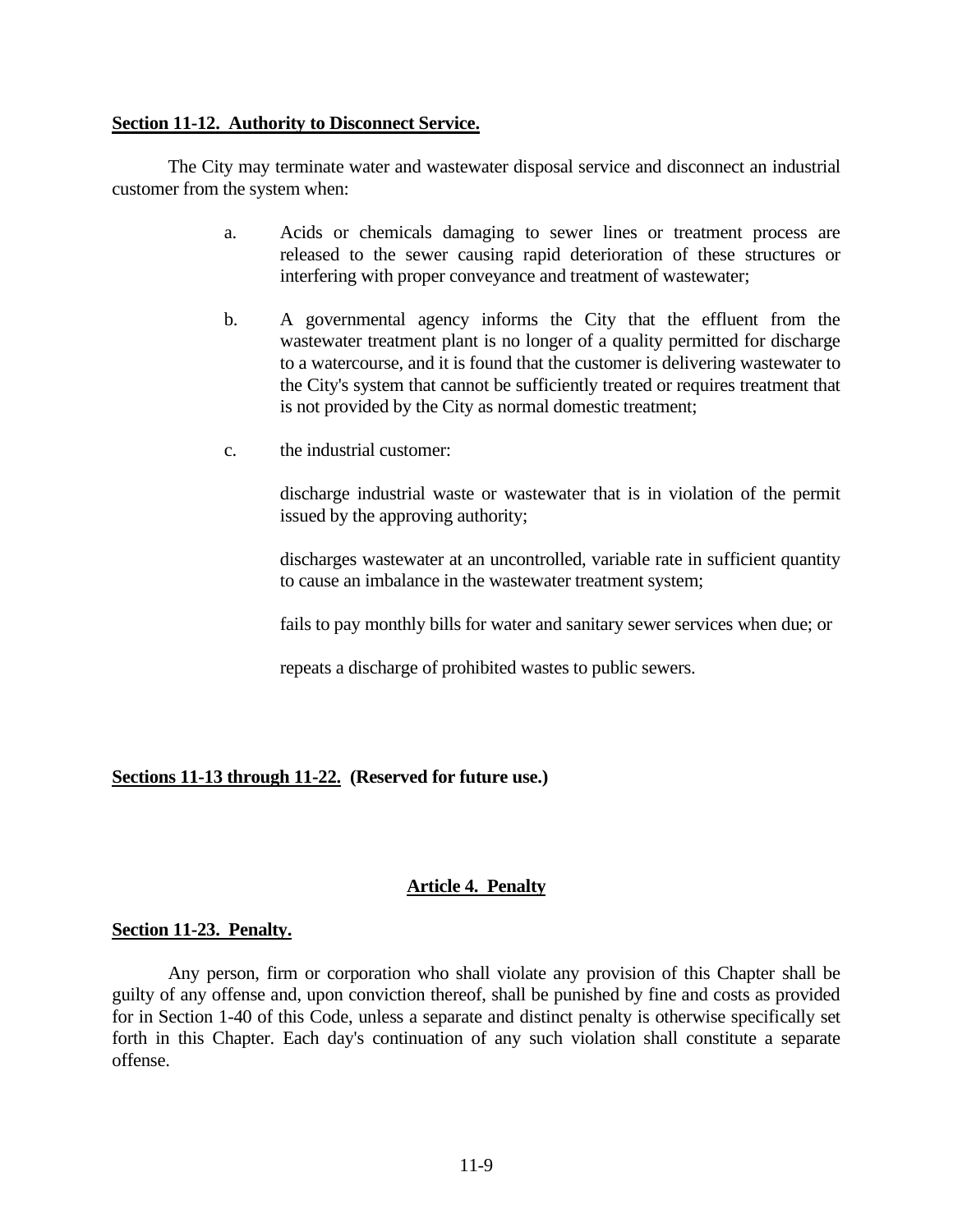**Section 11-12. Authority to Disconnect Service.**

The City may terminate water and wastewater disposal service and disconnect an industrial customer from the system when:

a. Acids or chemicals damaging to sewer lines or treatment process are released to the sewer causing rapid deterioration of these structures or interfering with proper conveyance and treatment of wastewater;

b. A governmental agency informs the City that the effluent from the wastewater treatment plant is no longer of a quality permitted for discharge to a watercourse, and it is found that the customer is delivering wastewater to the City's system that cannot be sufficiently treated or requires treatment that is not provided by the City as normal domestic treatment;

c. the industrial customer:

   discharge industrial waste or wastewater that is in violation of the permit issued by the approving authority;

   discharges wastewater at an uncontrolled, variable rate in sufficient quantity to cause an imbalance in the wastewater treatment system;

   fails to pay monthly bills for water and sanitary sewer services when due; or

   repeats a discharge of prohibited wastes to public sewers.

**Sections 11-13 through 11-22. (Reserved for future use.)**

## Article 4. Penalty

**Section 11-23. Penalty.**

Any person, firm or corporation who shall violate any provision of this Chapter shall be guilty of any offense and, upon conviction thereof, shall be punished by fine and costs as provided for in Section 1-40 of this Code, unless a separate and distinct penalty is otherwise specifically set forth in this Chapter. Each day's continuation of any such violation shall constitute a separate offense.